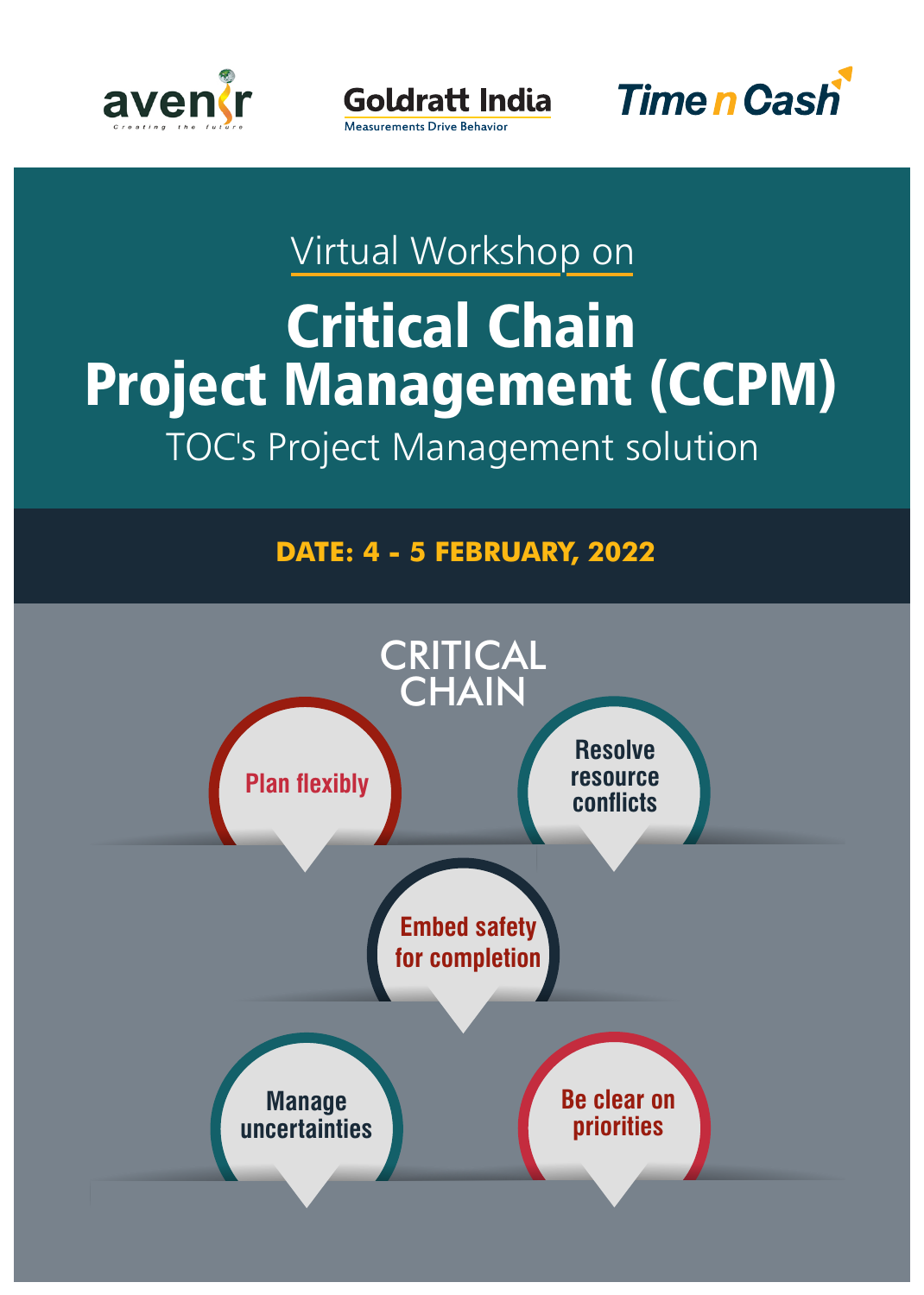avenir — Creating the future

Goldratt India — Measurements Drive Behavior

Time n Cash

Virtual Workshop on

# Critical Chain Project Management (CCPM)

TOC's Project Management solution

**DATE: 4 - 5 FEBRUARY, 2022**

## CRITICAL CHAIN

- Plan flexibly
- Resolve resource conflicts
- Embed safety for completion
- Manage uncertainties
- Be clear on priorities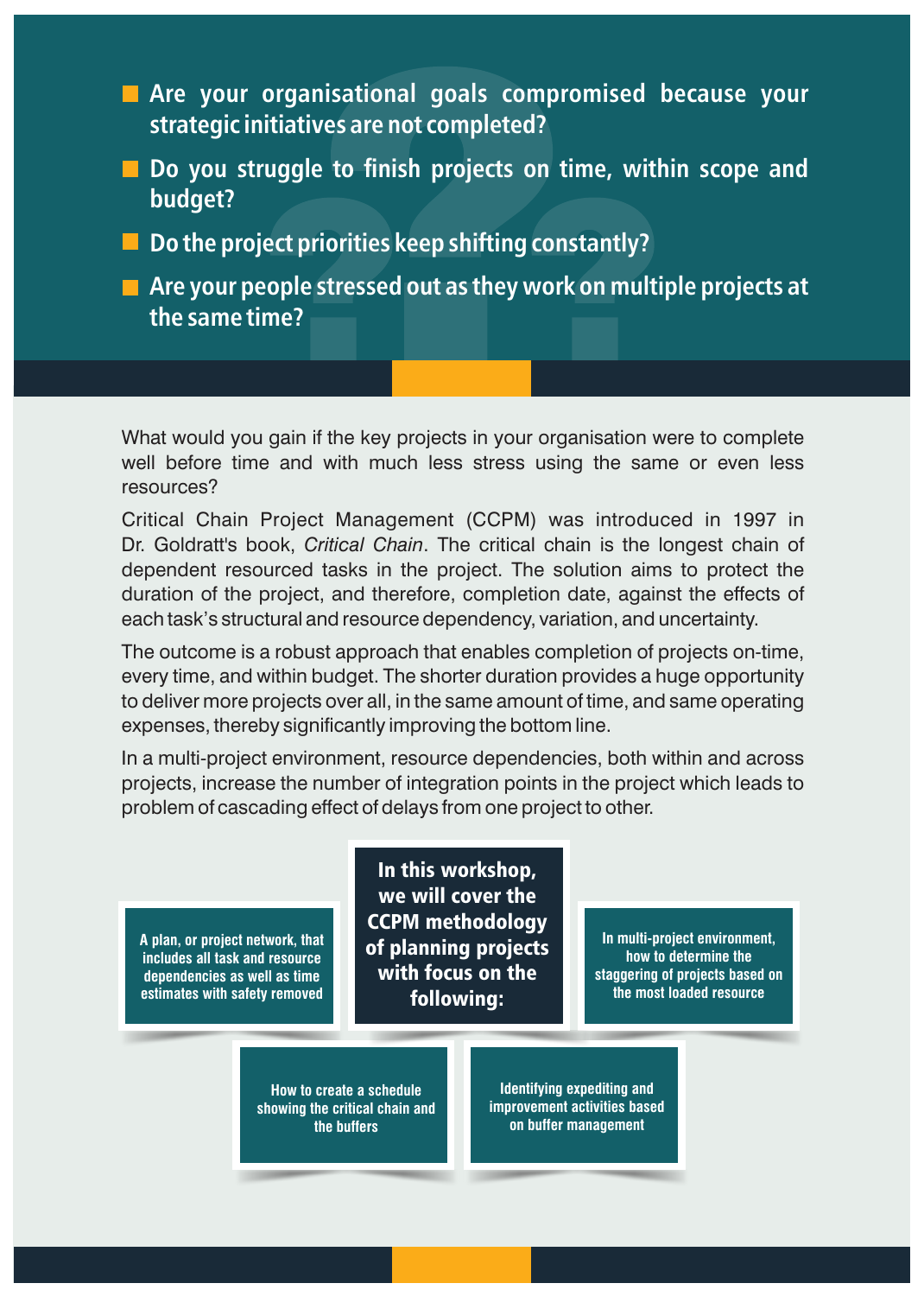- **Are your organisational goals compromised because your strategic initiatives are not completed?**
- **Do you struggle to finish projects on time, within scope and budget?**
- **Do the project priorities keep shifting constantly?**
- **Are your people stressed out as they work on multiple projects at the same time?**

What would you gain if the key projects in your organisation were to complete well before time and with much less stress using the same or even less resources?

Critical Chain Project Management (CCPM) was introduced in 1997 in Dr. Goldratt's book, *Critical Chain*. The critical chain is the longest chain of dependent resourced tasks in the project. The solution aims to protect the duration of the project, and therefore, completion date, against the effects of each task's structural and resource dependency, variation, and uncertainty.

The outcome is a robust approach that enables completion of projects on-time, every time, and within budget. The shorter duration provides a huge opportunity to deliver more projects over all, in the same amount of time, and same operating expenses, thereby significantly improving the bottom line.

In a multi-project environment, resource dependencies, both within and across projects, increase the number of integration points in the project which leads to problem of cascading effect of delays from one project to other.

**In this workshop, we will cover the CCPM methodology of planning projects with focus on the following:**

- A plan, or project network, that includes all task and resource dependencies as well as time estimates with safety removed
- In multi-project environment, how to determine the staggering of projects based on the most loaded resource
- How to create a schedule showing the critical chain and the buffers
- Identifying expediting and improvement activities based on buffer management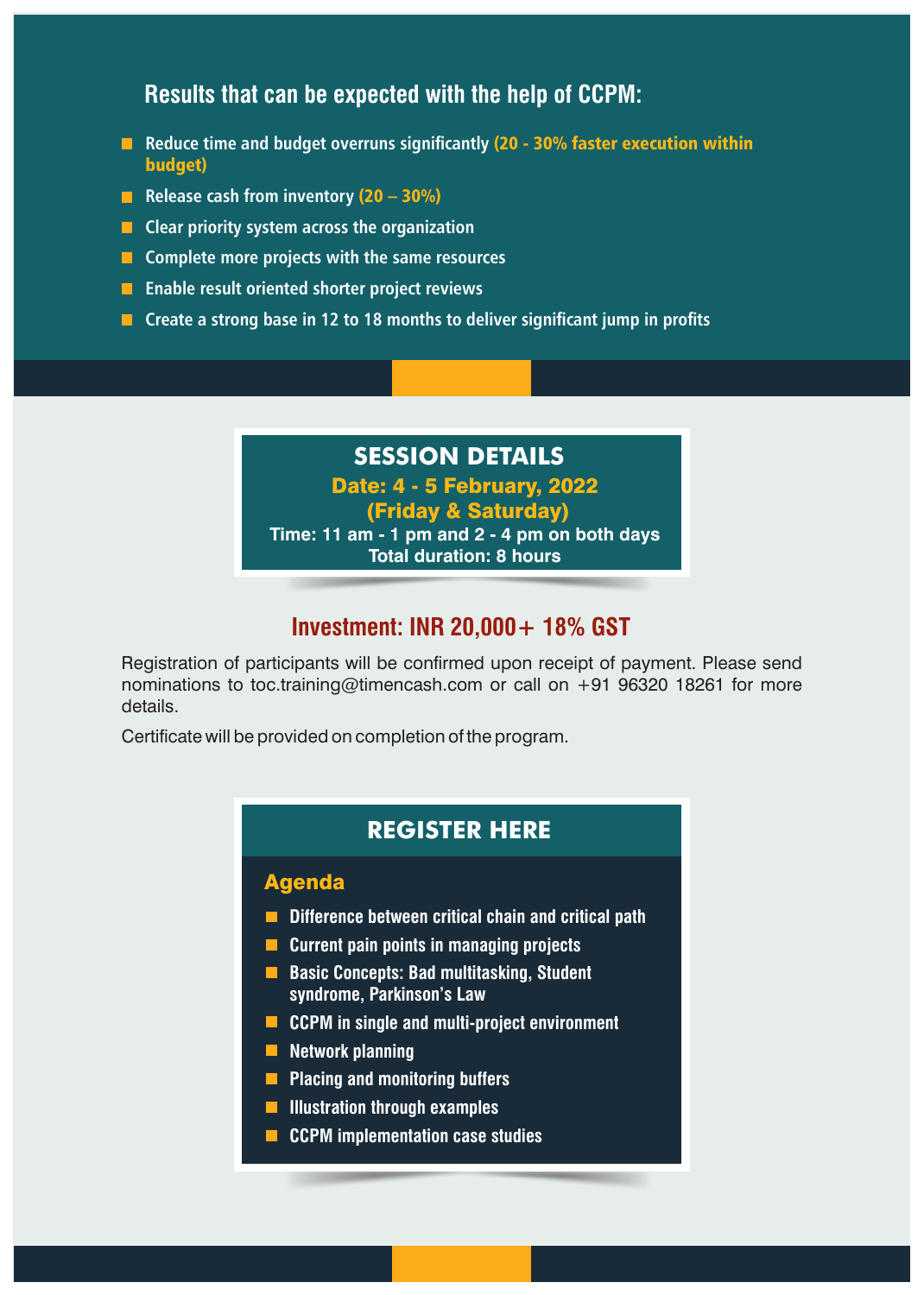## Results that can be expected with the help of CCPM:

- Reduce time and budget overruns significantly **(20 - 30% faster execution within budget)**
- Release cash from inventory **(20 – 30%)**
- Clear priority system across the organization
- Complete more projects with the same resources
- Enable result oriented shorter project reviews
- Create a strong base in 12 to 18 months to deliver significant jump in profits

## SESSION DETAILS

**Date: 4 - 5 February, 2022**
**(Friday & Saturday)**

**Time: 11 am - 1 pm and 2 - 4 pm on both days**
**Total duration: 8 hours**

### Investment: INR 20,000+ 18% GST

Registration of participants will be confirmed upon receipt of payment. Please send nominations to toc.training@timencash.com or call on +91 96320 18261 for more details.

Certificate will be provided on completion of the program.

## REGISTER HERE

### Agenda

- Difference between critical chain and critical path
- Current pain points in managing projects
- Basic Concepts: Bad multitasking, Student syndrome, Parkinson's Law
- CCPM in single and multi-project environment
- Network planning
- Placing and monitoring buffers
- Illustration through examples
- CCPM implementation case studies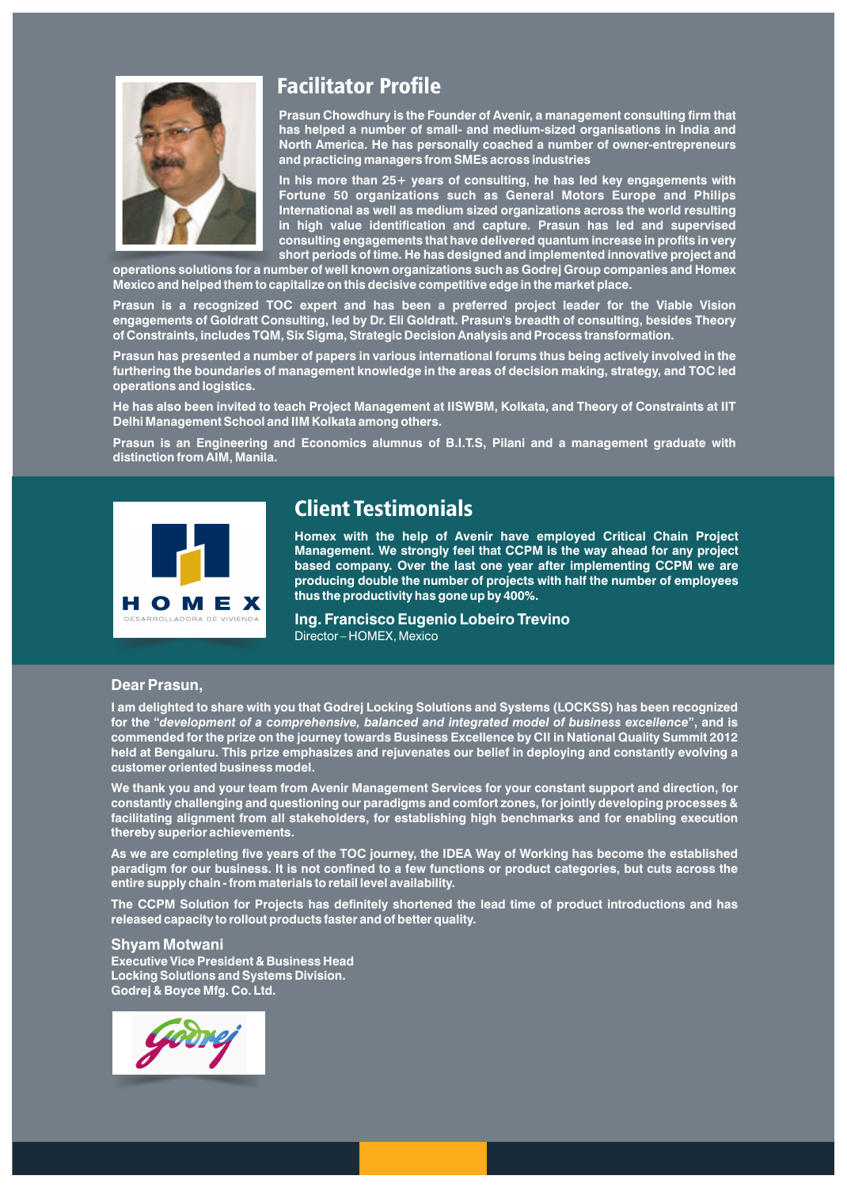## Facilitator Profile

Prasun Chowdhury is the Founder of Avenir, a management consulting firm that has helped a number of small- and medium-sized organisations in India and North America. He has personally coached a number of owner-entrepreneurs and practicing managers from SMEs across industries

In his more than 25+ years of consulting, he has led key engagements with Fortune 50 organizations such as General Motors Europe and Philips International as well as medium sized organizations across the world resulting in high value identification and capture. Prasun has led and supervised consulting engagements that have delivered quantum increase in profits in very short periods of time. He has designed and implemented innovative project and operations solutions for a number of well known organizations such as Godrej Group companies and Homex Mexico and helped them to capitalize on this decisive competitive edge in the market place.

Prasun is a recognized TOC expert and has been a preferred project leader for the Viable Vision engagements of Goldratt Consulting, led by Dr. Eli Goldratt. Prasun's breadth of consulting, besides Theory of Constraints, includes TQM, Six Sigma, Strategic Decision Analysis and Process transformation.

Prasun has presented a number of papers in various international forums thus being actively involved in the furthering the boundaries of management knowledge in the areas of decision making, strategy, and TOC led operations and logistics.

He has also been invited to teach Project Management at IISWBM, Kolkata, and Theory of Constraints at IIT Delhi Management School and IIM Kolkata among others.

Prasun is an Engineering and Economics alumnus of B.I.T.S, Pilani and a management graduate with distinction from AIM, Manila.

## Client Testimonials

HOMEX
DESARROLLADORA DE VIVIENDA

Homex with the help of Avenir have employed Critical Chain Project Management. We strongly feel that CCPM is the way ahead for any project based company. Over the last one year after implementing CCPM we are producing double the number of projects with half the number of employees thus the productivity has gone up by 400%.

**Ing. Francisco Eugenio Lobeiro Trevino**
Director – HOMEX, Mexico

**Dear Prasun,**

I am delighted to share with you that Godrej Locking Solutions and Systems (LOCKSS) has been recognized for the "*development of a comprehensive, balanced and integrated model of business excellence*", and is commended for the prize on the journey towards Business Excellence by CII in National Quality Summit 2012 held at Bengaluru. This prize emphasizes and rejuvenates our belief in deploying and constantly evolving a customer oriented business model.

We thank you and your team from Avenir Management Services for your constant support and direction, for constantly challenging and questioning our paradigms and comfort zones, for jointly developing processes & facilitating alignment from all stakeholders, for establishing high benchmarks and for enabling execution thereby superior achievements.

As we are completing five years of the TOC journey, the IDEA Way of Working has become the established paradigm for our business. It is not confined to a few functions or product categories, but cuts across the entire supply chain - from materials to retail level availability.

The CCPM Solution for Projects has definitely shortened the lead time of product introductions and has released capacity to rollout products faster and of better quality.

**Shyam Motwani**
**Executive Vice President & Business Head**
**Locking Solutions and Systems Division.**
**Godrej & Boyce Mfg. Co. Ltd.**

Godrej